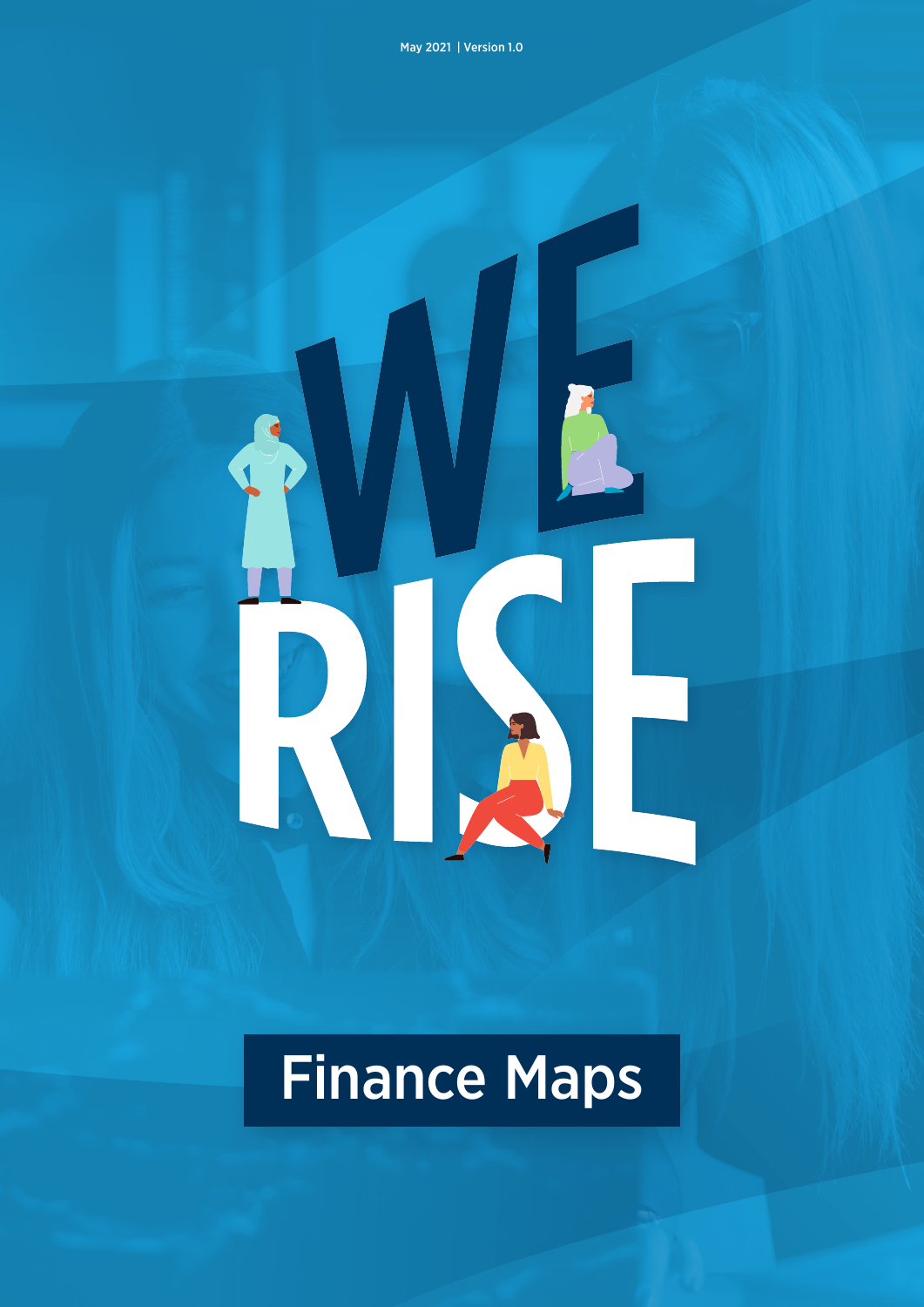May 2021 | Version 1.0

# WE RISE

## Finance Maps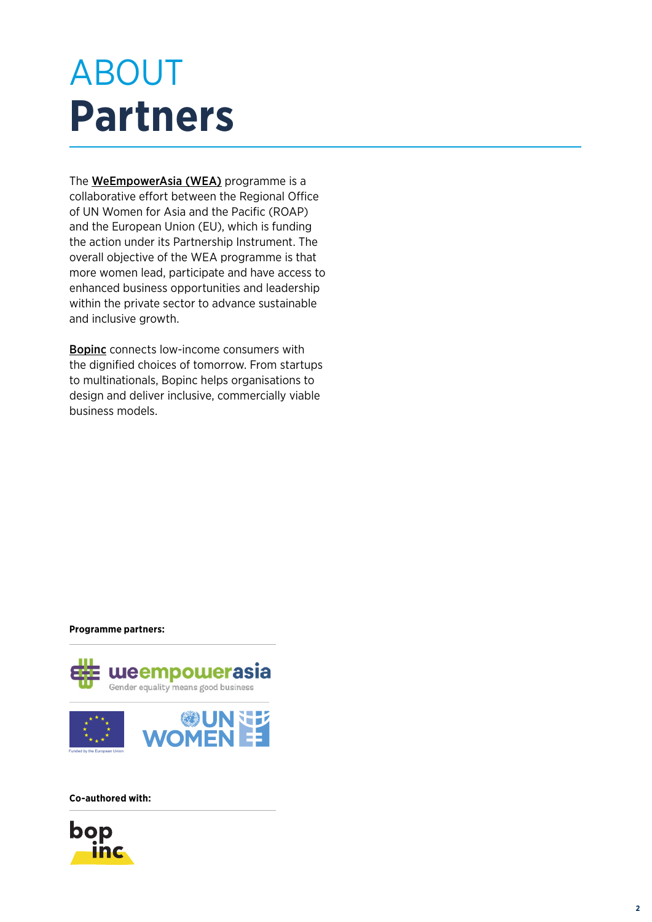# ABOUT Partners

The **WeEmpowerAsia (WEA)** programme is a collaborative effort between the Regional Office of UN Women for Asia and the Pacific (ROAP) and the European Union (EU), which is funding the action under its Partnership Instrument. The overall objective of the WEA programme is that more women lead, participate and have access to enhanced business opportunities and leadership within the private sector to advance sustainable and inclusive growth.

**Bopinc** connects low-income consumers with the dignified choices of tomorrow. From startups to multinationals, Bopinc helps organisations to design and deliver inclusive, commercially viable business models.

**Programme partners:**

weempowerasia
Gender equality means good business

Funded by the European Union

UN WOMEN

**Co-authored with:**

bop inc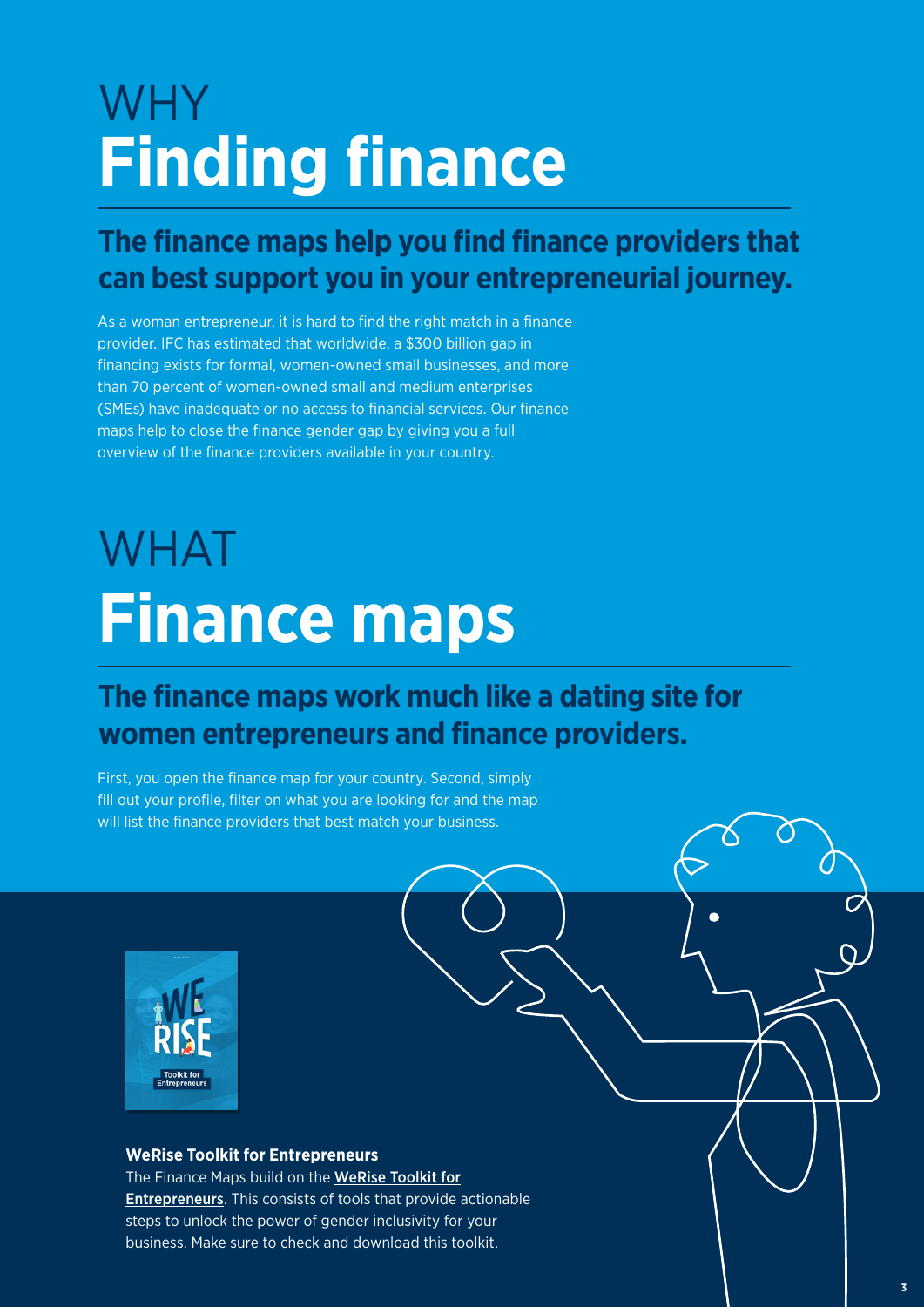# WHY
# Finding finance

## The finance maps help you find finance providers that can best support you in your entrepreneurial journey.

As a woman entrepreneur, it is hard to find the right match in a finance provider. IFC has estimated that worldwide, a $300 billion gap in financing exists for formal, women-owned small businesses, and more than 70 percent of women-owned small and medium enterprises (SMEs) have inadequate or no access to financial services. Our finance maps help to close the finance gender gap by giving you a full overview of the finance providers available in your country.

# WHAT
# Finance maps

## The finance maps work much like a dating site for women entrepreneurs and finance providers.

First, you open the finance map for your country. Second, simply fill out your profile, filter on what you are looking for and the map will list the finance providers that best match your business.

**WeRise Toolkit for Entrepreneurs**

The Finance Maps build on the **WeRise Toolkit for Entrepreneurs**. This consists of tools that provide actionable steps to unlock the power of gender inclusivity for your business. Make sure to check and download this toolkit.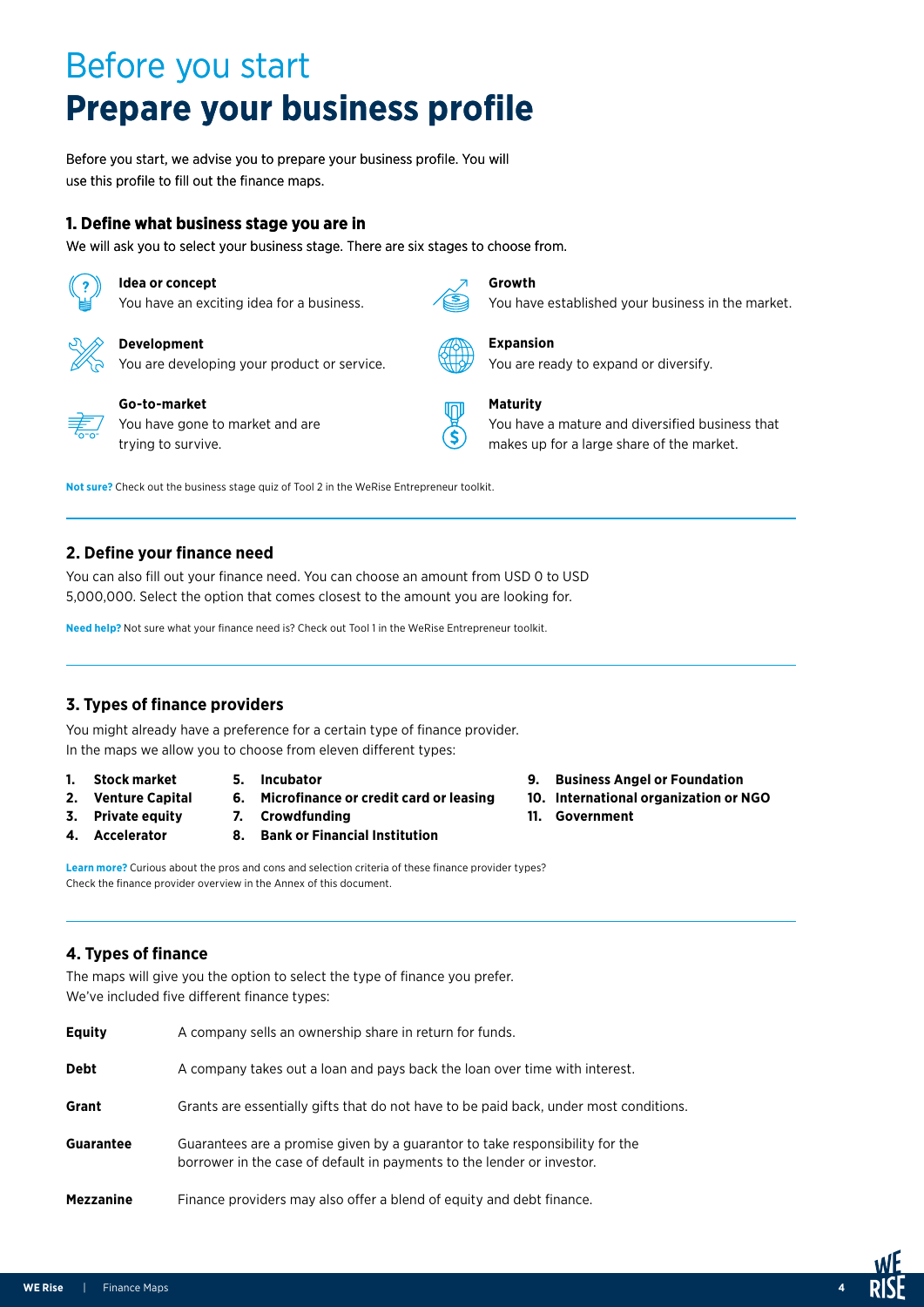# Before you start

# Prepare your business profile

Before you start, we advise you to prepare your business profile. You will use this profile to fill out the finance maps.

## 1. Define what business stage you are in

We will ask you to select your business stage. There are six stages to choose from.

**Idea or concept**
You have an exciting idea for a business.

**Development**
You are developing your product or service.

**Go-to-market**
You have gone to market and are trying to survive.

**Growth**
You have established your business in the market.

**Expansion**
You are ready to expand or diversify.

**Maturity**
You have a mature and diversified business that makes up for a large share of the market.

**Not sure?** Check out the business stage quiz of Tool 2 in the WeRise Entrepreneur toolkit.

## 2. Define your finance need

You can also fill out your finance need. You can choose an amount from USD 0 to USD 5,000,000. Select the option that comes closest to the amount you are looking for.

**Need help?** Not sure what your finance need is? Check out Tool 1 in the WeRise Entrepreneur toolkit.

## 3. Types of finance providers

You might already have a preference for a certain type of finance provider. In the maps we allow you to choose from eleven different types:

1. **Stock market**
2. **Venture Capital**
3. **Private equity**
4. **Accelerator**
5. **Incubator**
6. **Microfinance or credit card or leasing**
7. **Crowdfunding**
8. **Bank or Financial Institution**
9. **Business Angel or Foundation**
10. **International organization or NGO**
11. **Government**

**Learn more?** Curious about the pros and cons and selection criteria of these finance provider types? Check the finance provider overview in the Annex of this document.

## 4. Types of finance

The maps will give you the option to select the type of finance you prefer. We've included five different finance types:

| | |
|---|---|
| **Equity** | A company sells an ownership share in return for funds. |
| **Debt** | A company takes out a loan and pays back the loan over time with interest. |
| **Grant** | Grants are essentially gifts that do not have to be paid back, under most conditions. |
| **Guarantee** | Guarantees are a promise given by a guarantor to take responsibility for the borrower in the case of default in payments to the lender or investor. |
| **Mezzanine** | Finance providers may also offer a blend of equity and debt finance. |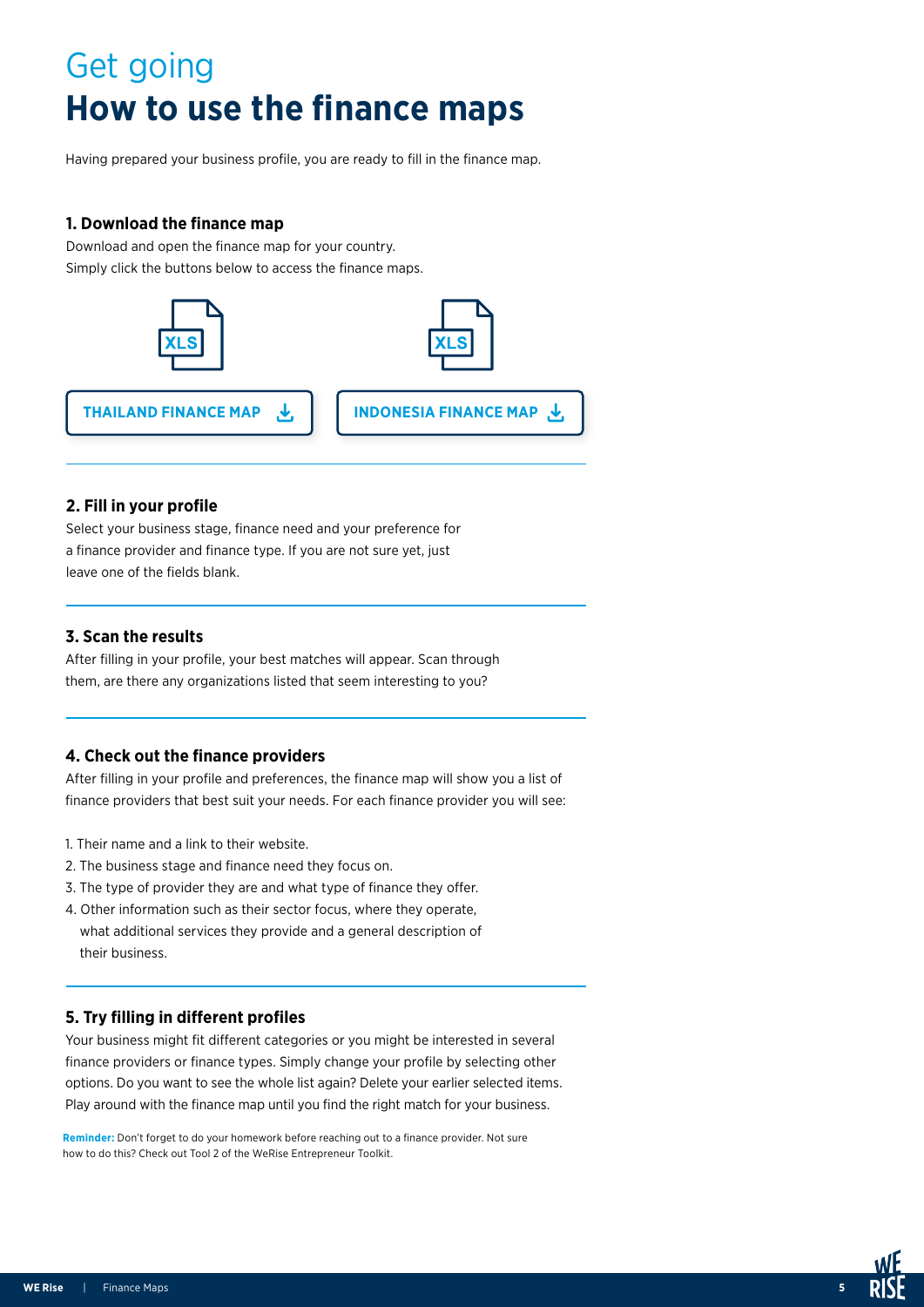# Get going
# **How to use the finance maps**

Having prepared your business profile, you are ready to fill in the finance map.

### 1. Download the finance map

Download and open the finance map for your country.
Simply click the buttons below to access the finance maps.

XLS

**THAILAND FINANCE MAP**

XLS

**INDONESIA FINANCE MAP**

### 2. Fill in your profile

Select your business stage, finance need and your preference for a finance provider and finance type. If you are not sure yet, just leave one of the fields blank.

### 3. Scan the results

After filling in your profile, your best matches will appear. Scan through them, are there any organizations listed that seem interesting to you?

### 4. Check out the finance providers

After filling in your profile and preferences, the finance map will show you a list of finance providers that best suit your needs. For each finance provider you will see:

1. Their name and a link to their website.
2. The business stage and finance need they focus on.
3. The type of provider they are and what type of finance they offer.
4. Other information such as their sector focus, where they operate, what additional services they provide and a general description of their business.

### 5. Try filling in different profiles

Your business might fit different categories or you might be interested in several finance providers or finance types. Simply change your profile by selecting other options. Do you want to see the whole list again? Delete your earlier selected items. Play around with the finance map until you find the right match for your business.

**Reminder:** Don't forget to do your homework before reaching out to a finance provider. Not sure how to do this? Check out Tool 2 of the WeRise Entrepreneur Toolkit.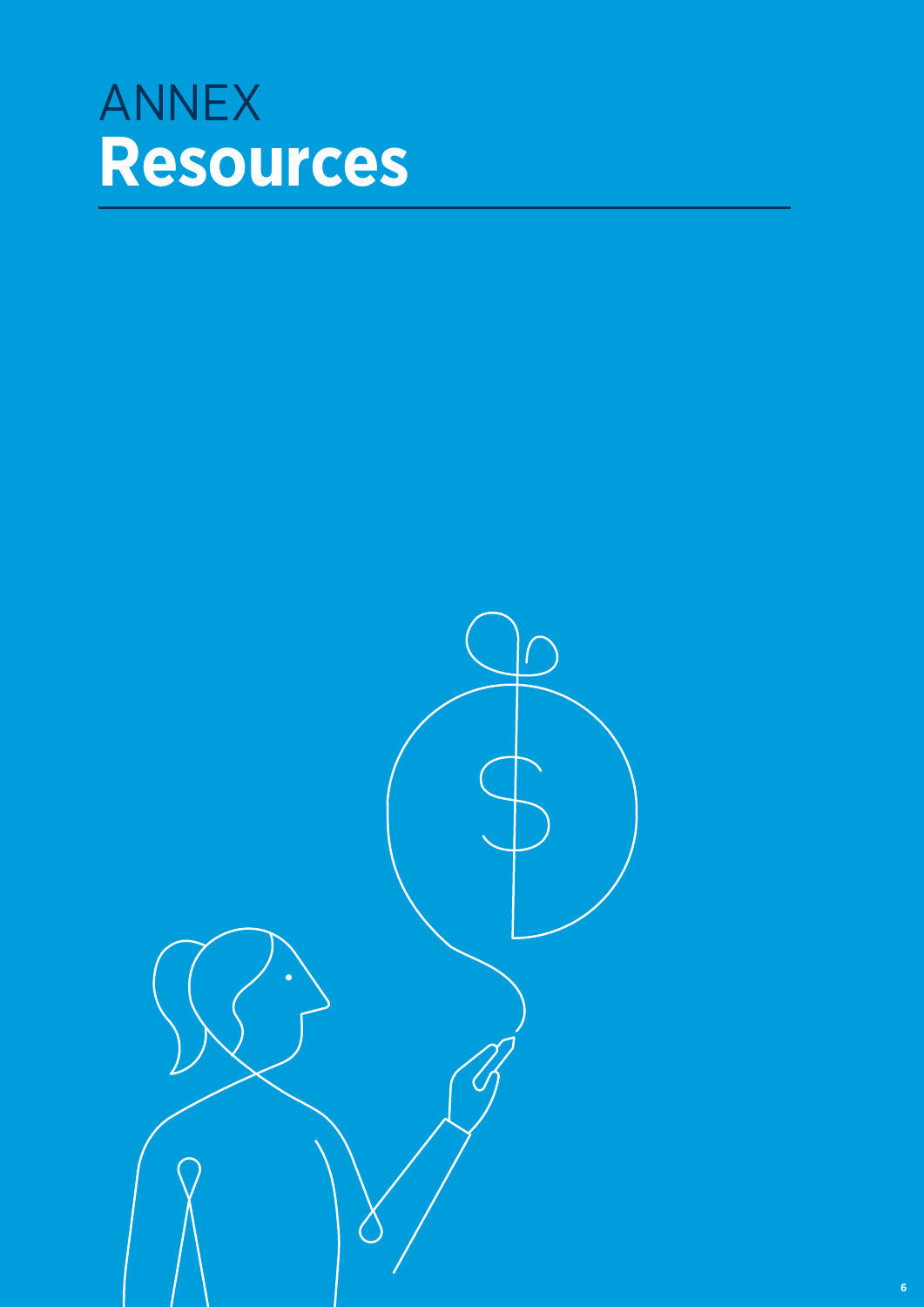ANNEX

# Resources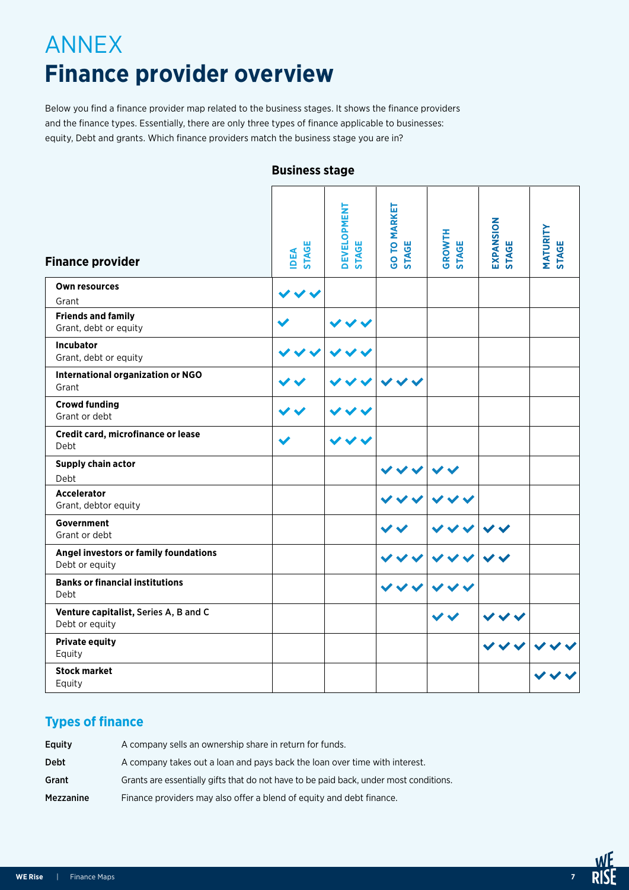# ANNEX
# Finance provider overview

Below you find a finance provider map related to the business stages. It shows the finance providers and the finance types. Essentially, there are only three types of finance applicable to businesses: equity, Debt and grants. Which finance providers match the business stage you are in?

**Business stage**

| Finance provider | IDEA STAGE | DEVELOPMENT STAGE | GO TO MARKET STAGE | GROWTH STAGE | EXPANSION STAGE | MATURITY STAGE |
|---|---|---|---|---|---|---|
| **Own resources**<br>Grant | ✓✓✓ | | | | | |
| **Friends and family**<br>Grant, debt or equity | ✓ | ✓✓✓ | | | | |
| **Incubator**<br>Grant, debt or equity | ✓✓✓ | ✓✓✓ | | | | |
| **International organization or NGO**<br>Grant | ✓✓ | ✓✓✓ | ✓✓✓ | | | |
| **Crowd funding**<br>Grant or debt | ✓✓ | ✓✓✓ | | | | |
| **Credit card, microfinance or lease**<br>Debt | ✓ | ✓✓✓ | | | | |
| **Supply chain actor**<br>Debt | | | ✓✓✓ | ✓✓ | | |
| **Accelerator**<br>Grant, debtor equity | | | ✓✓✓ | ✓✓✓ | | |
| **Government**<br>Grant or debt | | | ✓✓ | ✓✓✓ | ✓✓ | |
| **Angel investors or family foundations**<br>Debt or equity | | | ✓✓✓ | ✓✓✓ | ✓✓ | |
| **Banks or financial institutions**<br>Debt | | | ✓✓✓ | ✓✓✓ | | |
| **Venture capitalist, Series A, B and C**<br>Debt or equity | | | | ✓✓ | ✓✓✓ | |
| **Private equity**<br>Equity | | | | | ✓✓✓ | ✓✓✓ |
| **Stock market**<br>Equity | | | | | | ✓✓✓ |

## Types of finance

**Equity** A company sells an ownership share in return for funds.

**Debt** A company takes out a loan and pays back the loan over time with interest.

**Grant** Grants are essentially gifts that do not have to be paid back, under most conditions.

**Mezzanine** Finance providers may also offer a blend of equity and debt finance.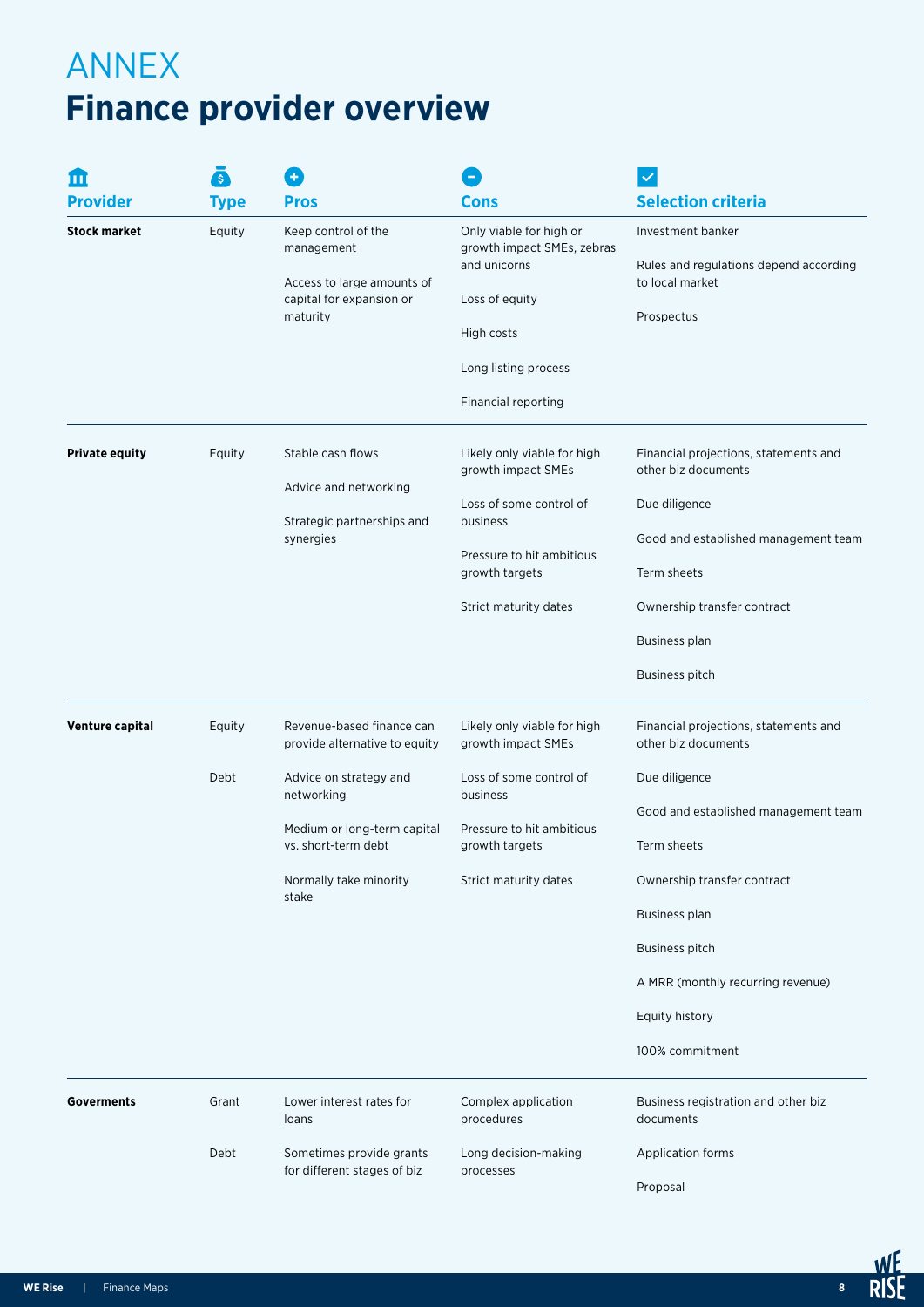# ANNEX
## Finance provider overview

| Provider | Type | Pros | Cons | Selection criteria |
|---|---|---|---|---|
| **Stock market** | Equity | Keep control of the management<br><br>Access to large amounts of capital for expansion or maturity | Only viable for high or growth impact SMEs, zebras and unicorns<br><br>Loss of equity<br><br>High costs<br><br>Long listing process<br><br>Financial reporting | Investment banker<br><br>Rules and regulations depend according to local market<br><br>Prospectus |
| **Private equity** | Equity | Stable cash flows<br><br>Advice and networking<br><br>Strategic partnerships and synergies | Likely only viable for high growth impact SMEs<br><br>Loss of some control of business<br><br>Pressure to hit ambitious growth targets<br><br>Strict maturity dates | Financial projections, statements and other biz documents<br><br>Due diligence<br><br>Good and established management team<br><br>Term sheets<br><br>Ownership transfer contract<br><br>Business plan<br><br>Business pitch |
| **Venture capital** | Equity<br><br>Debt | Revenue-based finance can provide alternative to equity<br><br>Advice on strategy and networking<br><br>Medium or long-term capital vs. short-term debt<br><br>Normally take minority stake | Likely only viable for high growth impact SMEs<br><br>Loss of some control of business<br><br>Pressure to hit ambitious growth targets<br><br>Strict maturity dates | Financial projections, statements and other biz documents<br><br>Due diligence<br><br>Good and established management team<br><br>Term sheets<br><br>Ownership transfer contract<br><br>Business plan<br><br>Business pitch<br><br>A MRR (monthly recurring revenue)<br><br>Equity history<br><br>100% commitment |
| **Goverments** | Grant<br><br>Debt | Lower interest rates for loans<br><br>Sometimes provide grants for different stages of biz | Complex application procedures<br><br>Long decision-making processes | Business registration and other biz documents<br><br>Application forms<br><br>Proposal |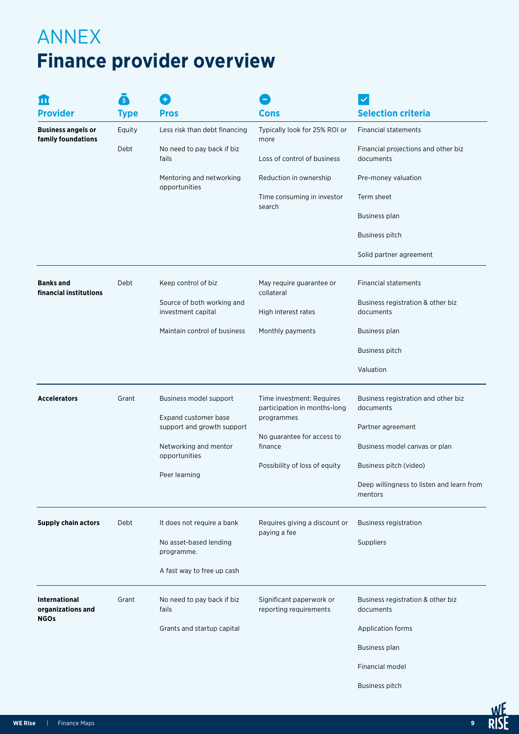# ANNEX
# Finance provider overview

| Provider | Type | Pros | Cons | Selection criteria |
|---|---|---|---|---|
| **Business angels or family foundations** | Equity<br><br>Debt | Less risk than debt financing<br><br>No need to pay back if biz fails<br><br>Mentoring and networking opportunities | Typically look for 25% ROI or more<br><br>Loss of control of business<br><br>Reduction in ownership<br><br>Time consuming in investor search | Financial statements<br><br>Financial projections and other biz documents<br><br>Pre-money valuation<br><br>Term sheet<br><br>Business plan<br><br>Business pitch<br><br>Solid partner agreement |
| **Banks and financial institutions** | Debt | Keep control of biz<br><br>Source of both working and investment capital<br><br>Maintain control of business | May require guarantee or collateral<br><br>High interest rates<br><br>Monthly payments | Financial statements<br><br>Business registration & other biz documents<br><br>Business plan<br><br>Business pitch<br><br>Valuation |
| **Accelerators** | Grant | Business model support<br><br>Expand customer base support and growth support<br><br>Networking and mentor opportunities<br><br>Peer learning | Time investment: Requires participation in months-long programmes<br><br>No guarantee for access to finance<br><br>Possibility of loss of equity | Business registration and other biz documents<br><br>Partner agreement<br><br>Business model canvas or plan<br><br>Business pitch (video)<br><br>Deep willingness to listen and learn from mentors |
| **Supply chain actors** | Debt | It does not require a bank<br><br>No asset-based lending programme.<br><br>A fast way to free up cash | Requires giving a discount or paying a fee | Business registration<br><br>Suppliers |
| **International organizations and NGOs** | Grant | No need to pay back if biz fails<br><br>Grants and startup capital | Significant paperwork or reporting requirements | Business registration & other biz documents<br><br>Application forms<br><br>Business plan<br><br>Financial model<br><br>Business pitch |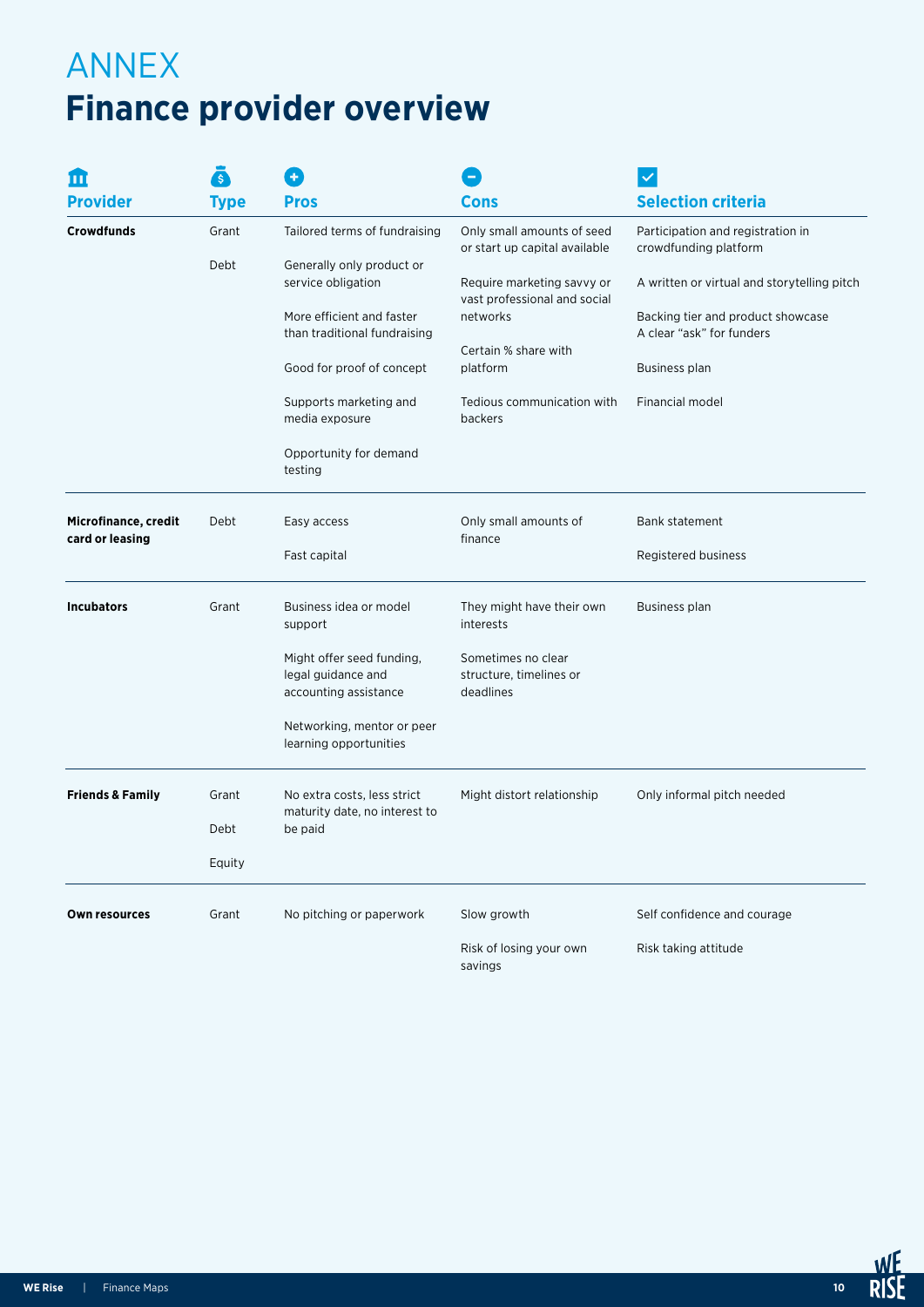# ANNEX
## Finance provider overview

| Provider | Type | Pros | Cons | Selection criteria |
|---|---|---|---|---|
| **Crowdfunds** | Grant<br><br>Debt | Tailored terms of fundraising<br><br>Generally only product or service obligation<br><br>More efficient and faster than traditional fundraising<br><br>Good for proof of concept<br><br>Supports marketing and media exposure<br><br>Opportunity for demand testing | Only small amounts of seed or start up capital available<br><br>Require marketing savvy or vast professional and social networks<br><br>Certain % share with platform<br><br>Tedious communication with backers | Participation and registration in crowdfunding platform<br><br>A written or virtual and storytelling pitch<br><br>Backing tier and product showcase A clear "ask" for funders<br><br>Business plan<br><br>Financial model |
| **Microfinance, credit card or leasing** | Debt | Easy access<br><br>Fast capital | Only small amounts of finance | Bank statement<br><br>Registered business |
| **Incubators** | Grant | Business idea or model support<br><br>Might offer seed funding, legal guidance and accounting assistance<br><br>Networking, mentor or peer learning opportunities | They might have their own interests<br><br>Sometimes no clear structure, timelines or deadlines | Business plan |
| **Friends & Family** | Grant<br><br>Debt<br><br>Equity | No extra costs, less strict maturity date, no interest to be paid | Might distort relationship | Only informal pitch needed |
| **Own resources** | Grant | No pitching or paperwork | Slow growth<br><br>Risk of losing your own savings | Self confidence and courage<br><br>Risk taking attitude |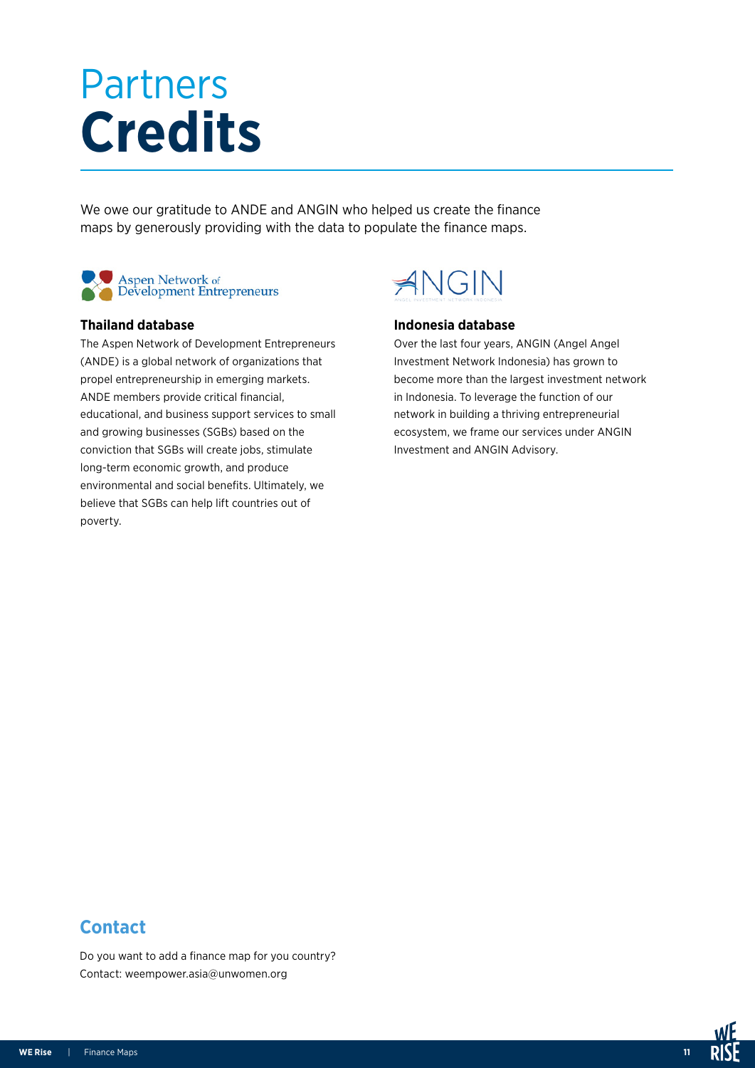# Partners
# **Credits**

We owe our gratitude to ANDE and ANGIN who helped us create the finance maps by generously providing with the data to populate the finance maps.

### Thailand database

The Aspen Network of Development Entrepreneurs (ANDE) is a global network of organizations that propel entrepreneurship in emerging markets. ANDE members provide critical financial, educational, and business support services to small and growing businesses (SGBs) based on the conviction that SGBs will create jobs, stimulate long-term economic growth, and produce environmental and social benefits. Ultimately, we believe that SGBs can help lift countries out of poverty.

### Indonesia database

Over the last four years, ANGIN (Angel Angel Investment Network Indonesia) has grown to become more than the largest investment network in Indonesia. To leverage the function of our network in building a thriving entrepreneurial ecosystem, we frame our services under ANGIN Investment and ANGIN Advisory.

## Contact

Do you want to add a finance map for you country?
Contact: weempower.asia@unwomen.org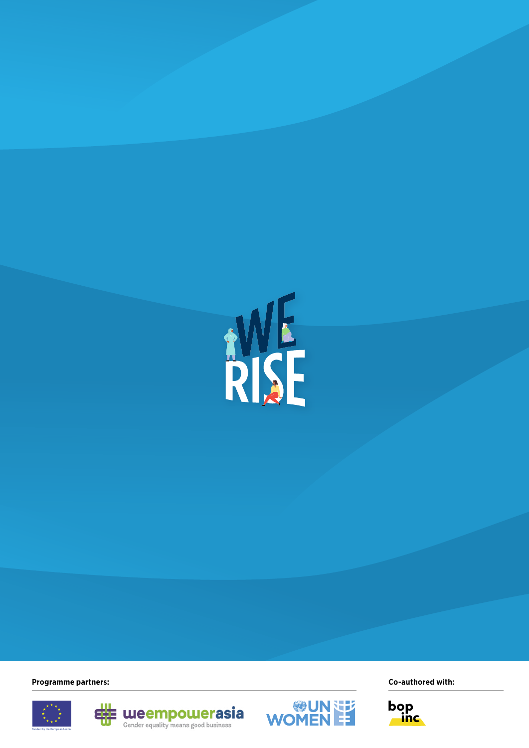WE RISE

**Programme partners:**

Funded by the European Union

weempowerasia
Gender equality means good business

UN WOMEN

**Co-authored with:**

bop inc